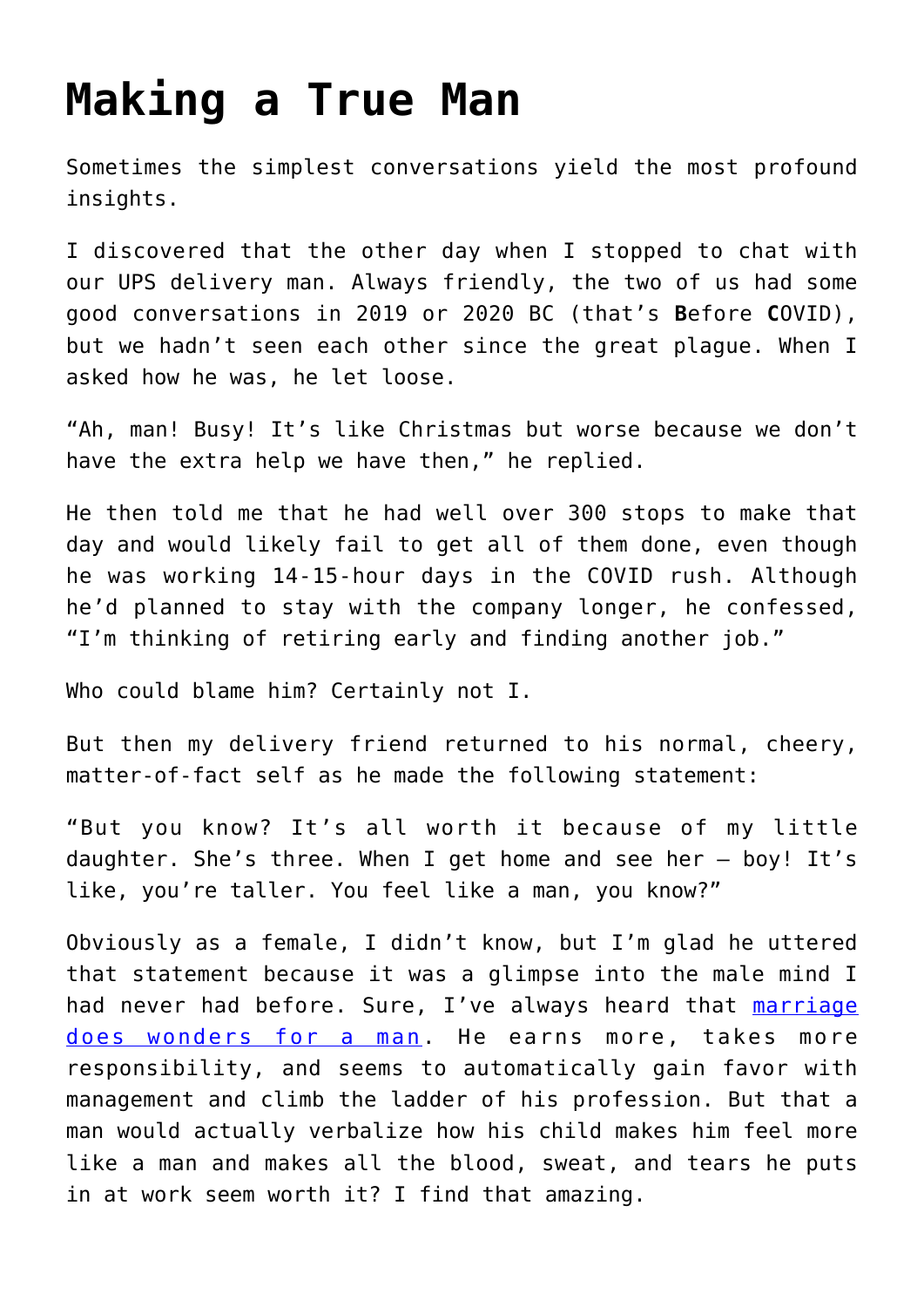# Making a True Man

Sometimes the simplest conversations yield the most profound insights.

I discovered that the other day when I stopped to chat with our UPS delivery man. Always friendly, the two of us had some good conversations in 2019 or 2020 BC (that's **B**efore **C**OVID), but we hadn't seen each other since the great plague. When I asked how he was, he let loose.

"Ah, man! Busy! It's like Christmas but worse because we don't have the extra help we have then," he replied.

He then told me that he had well over 300 stops to make that day and would likely fail to get all of them done, even though he was working 14-15-hour days in the COVID rush. Although he'd planned to stay with the company longer, he confessed, "I'm thinking of retiring early and finding another job."

Who could blame him? Certainly not I.

But then my delivery friend returned to his normal, cheery, matter-of-fact self as he made the following statement:

"But you know? It's all worth it because of my little daughter. She's three. When I get home and see her – boy! It's like, you're taller. You feel like a man, you know?"

Obviously as a female, I didn't know, but I'm glad he uttered that statement because it was a glimpse into the male mind I had never had before. Sure, I've always heard that marriage does wonders for a man. He earns more, takes more responsibility, and seems to automatically gain favor with management and climb the ladder of his profession. But that a man would actually verbalize how his child makes him feel more like a man and makes all the blood, sweat, and tears he puts in at work seem worth it? I find that amazing.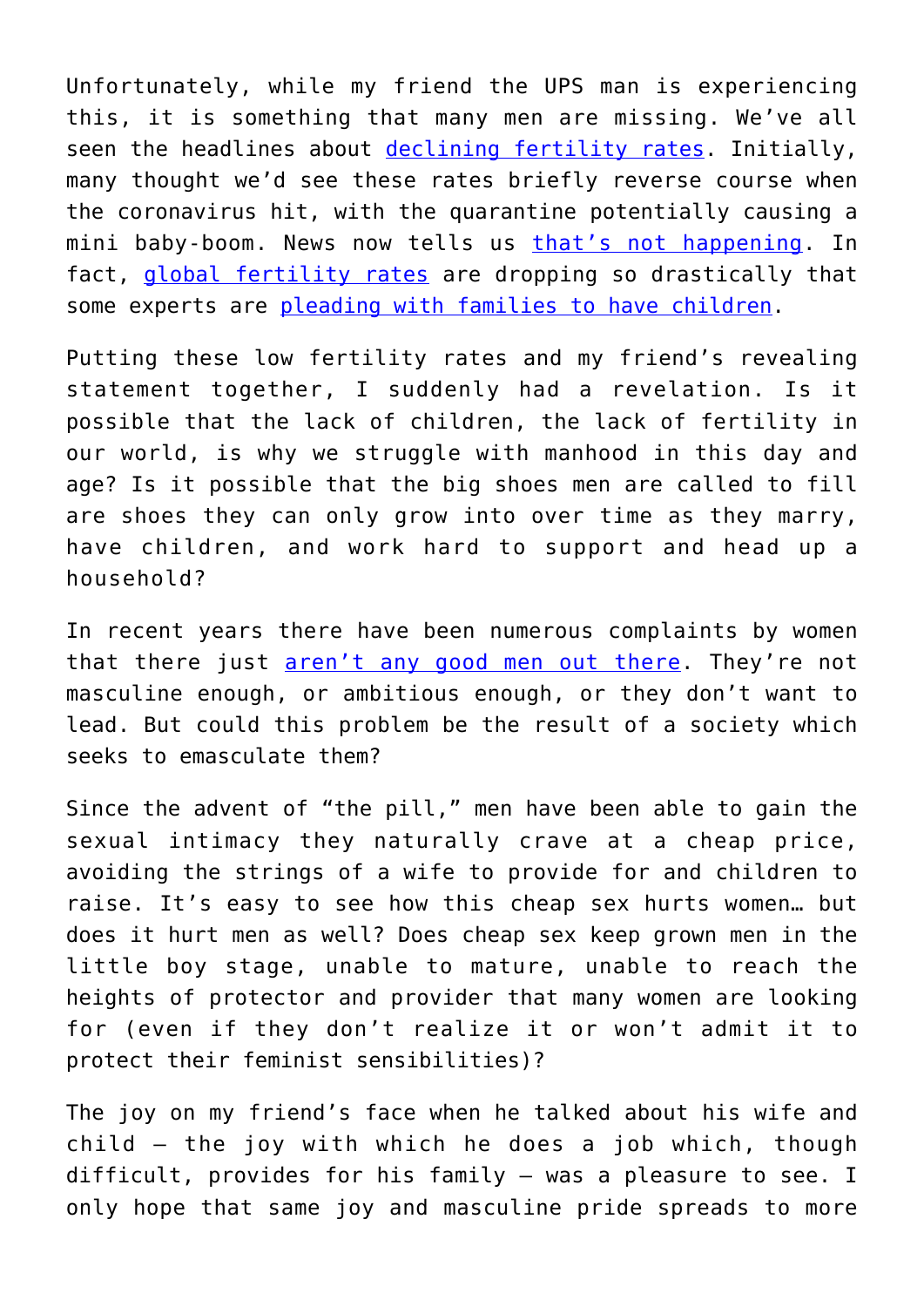Unfortunately, while my friend the UPS man is experiencing this, it is something that many men are missing. We've all seen the headlines about declining fertility rates. Initially, many thought we'd see these rates briefly reverse course when the coronavirus hit, with the quarantine potentially causing a mini baby-boom. News now tells us that's not happening. In fact, global fertility rates are dropping so drastically that some experts are pleading with families to have children.

Putting these low fertility rates and my friend's revealing statement together, I suddenly had a revelation. Is it possible that the lack of children, the lack of fertility in our world, is why we struggle with manhood in this day and age? Is it possible that the big shoes men are called to fill are shoes they can only grow into over time as they marry, have children, and work hard to support and head up a household?

In recent years there have been numerous complaints by women that there just aren't any good men out there. They're not masculine enough, or ambitious enough, or they don't want to lead. But could this problem be the result of a society which seeks to emasculate them?

Since the advent of "the pill," men have been able to gain the sexual intimacy they naturally crave at a cheap price, avoiding the strings of a wife to provide for and children to raise. It's easy to see how this cheap sex hurts women… but does it hurt men as well? Does cheap sex keep grown men in the little boy stage, unable to mature, unable to reach the heights of protector and provider that many women are looking for (even if they don't realize it or won't admit it to protect their feminist sensibilities)?

The joy on my friend's face when he talked about his wife and child – the joy with which he does a job which, though difficult, provides for his family – was a pleasure to see. I only hope that same joy and masculine pride spreads to more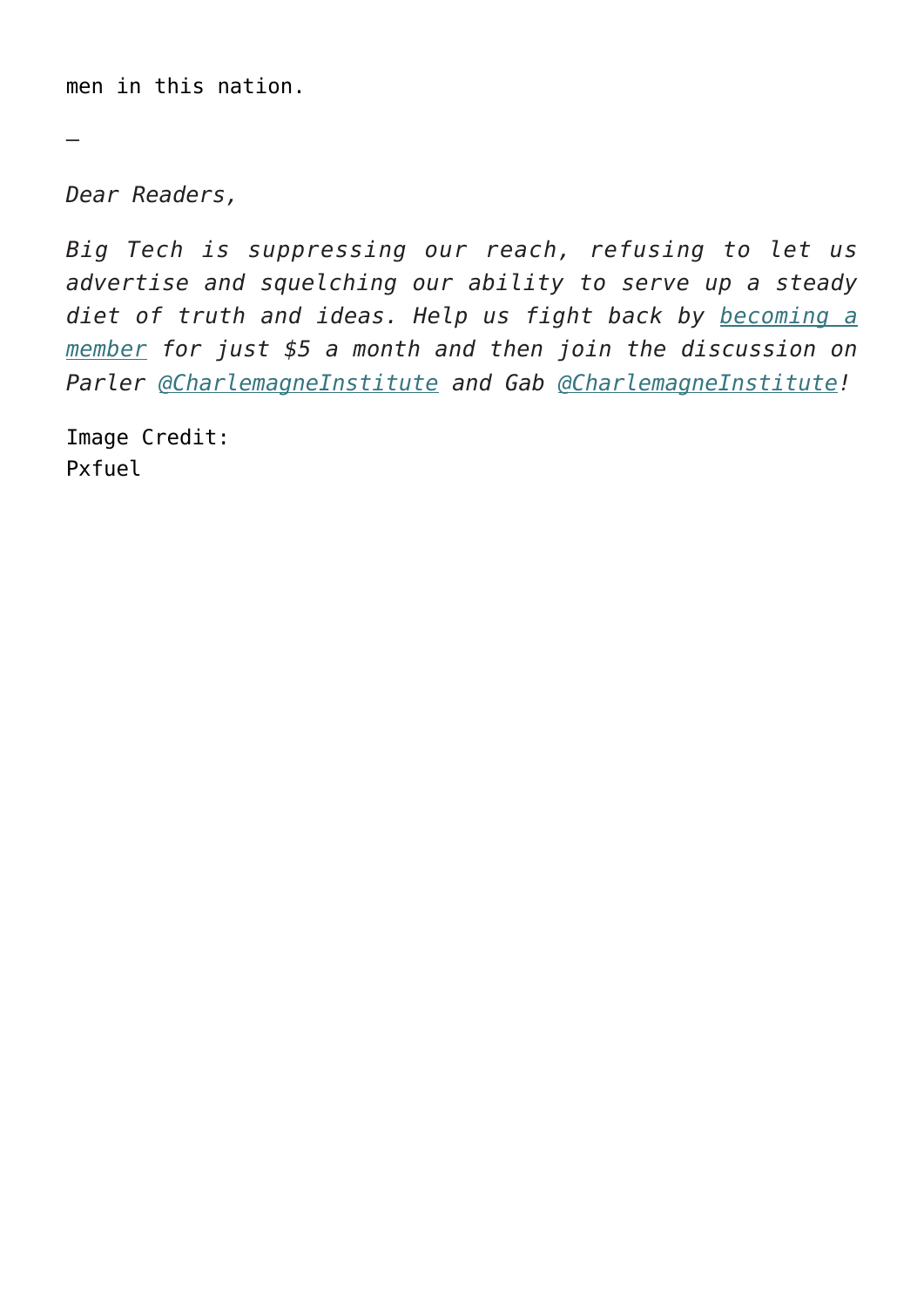men in this nation.

—

*Dear Readers,*

*Big Tech is suppressing our reach, refusing to let us advertise and squelching our ability to serve up a steady diet of truth and ideas. Help us fight back by [becoming a member] for just $5 a month and then join the discussion on Parler [@CharlemagneInstitute] and Gab [@CharlemagneInstitute]!*

Image Credit:
Pxfuel